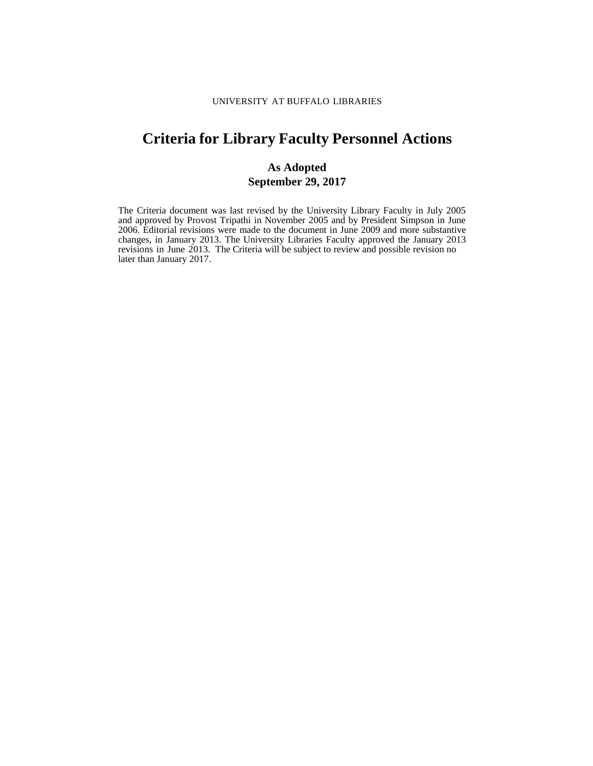UNIVERSITY AT BUFFALO LIBRARIES

# Criteria for Library Faculty Personnel Actions

**As Adopted**
**September 29, 2017**

The Criteria document was last revised by the University Library Faculty in July 2005 and approved by Provost Tripathi in November 2005 and by President Simpson in June 2006. Editorial revisions were made to the document in June 2009 and more substantive changes, in January 2013. The University Libraries Faculty approved the January 2013 revisions in June 2013. The Criteria will be subject to review and possible revision no later than January 2017.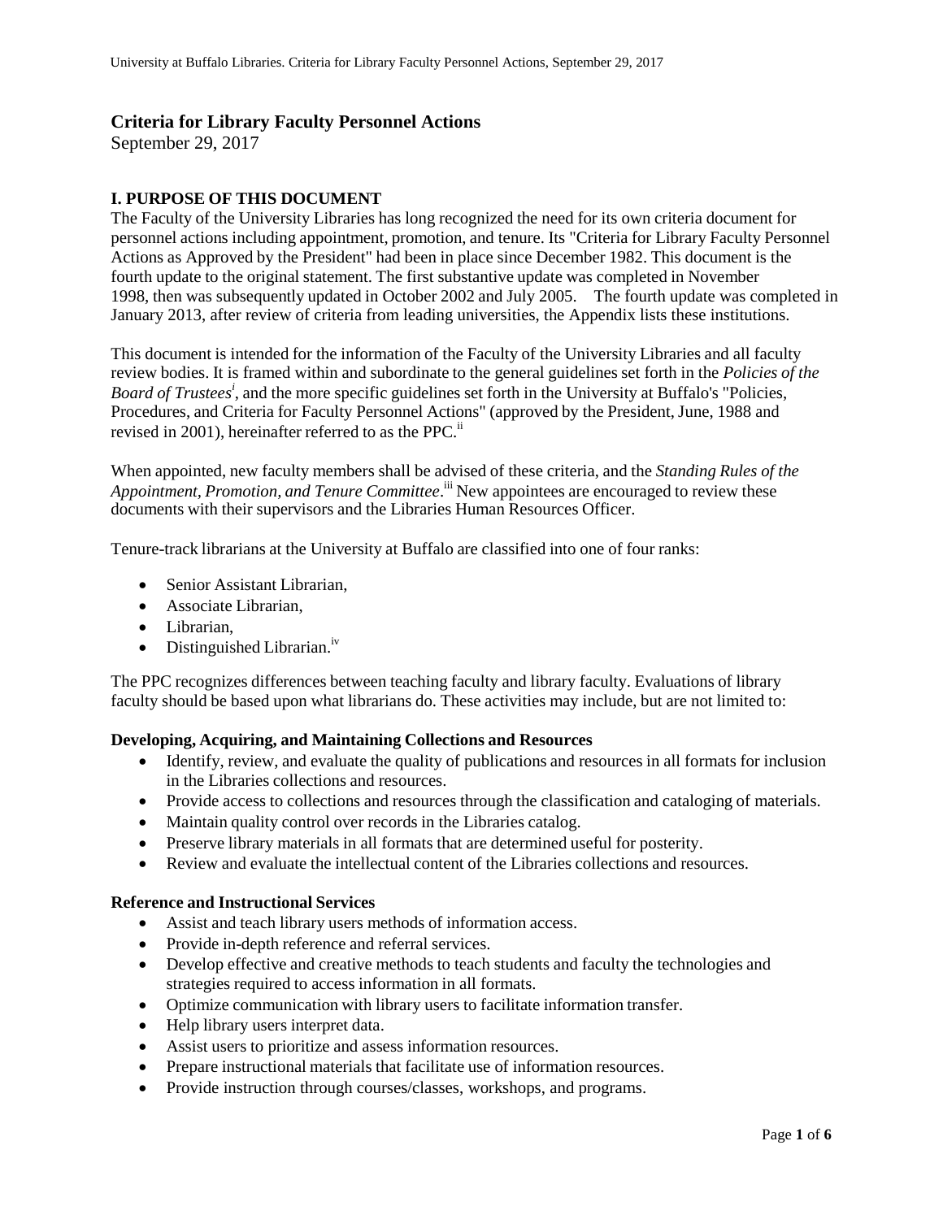## Criteria for Library Faculty Personnel Actions

September 29, 2017

### I. PURPOSE OF THIS DOCUMENT

The Faculty of the University Libraries has long recognized the need for its own criteria document for personnel actions including appointment, promotion, and tenure. Its "Criteria for Library Faculty Personnel Actions as Approved by the President" had been in place since December 1982. This document is the fourth update to the original statement. The first substantive update was completed in November 1998, then was subsequently updated in October 2002 and July 2005. The fourth update was completed in January 2013, after review of criteria from leading universities, the Appendix lists these institutions.

This document is intended for the information of the Faculty of the University Libraries and all faculty review bodies. It is framed within and subordinate to the general guidelines set forth in the *Policies of the Board of Trustees*[i], and the more specific guidelines set forth in the University at Buffalo's "Policies, Procedures, and Criteria for Faculty Personnel Actions" (approved by the President, June, 1988 and revised in 2001), hereinafter referred to as the PPC.[ii]

When appointed, new faculty members shall be advised of these criteria, and the *Standing Rules of the Appointment, Promotion, and Tenure Committee*.[iii] New appointees are encouraged to review these documents with their supervisors and the Libraries Human Resources Officer.

Tenure-track librarians at the University at Buffalo are classified into one of four ranks:

- Senior Assistant Librarian,
- Associate Librarian,
- Librarian,
- Distinguished Librarian.[iv]

The PPC recognizes differences between teaching faculty and library faculty. Evaluations of library faculty should be based upon what librarians do. These activities may include, but are not limited to:

**Developing, Acquiring, and Maintaining Collections and Resources**

- Identify, review, and evaluate the quality of publications and resources in all formats for inclusion in the Libraries collections and resources.
- Provide access to collections and resources through the classification and cataloging of materials.
- Maintain quality control over records in the Libraries catalog.
- Preserve library materials in all formats that are determined useful for posterity.
- Review and evaluate the intellectual content of the Libraries collections and resources.

**Reference and Instructional Services**

- Assist and teach library users methods of information access.
- Provide in-depth reference and referral services.
- Develop effective and creative methods to teach students and faculty the technologies and strategies required to access information in all formats.
- Optimize communication with library users to facilitate information transfer.
- Help library users interpret data.
- Assist users to prioritize and assess information resources.
- Prepare instructional materials that facilitate use of information resources.
- Provide instruction through courses/classes, workshops, and programs.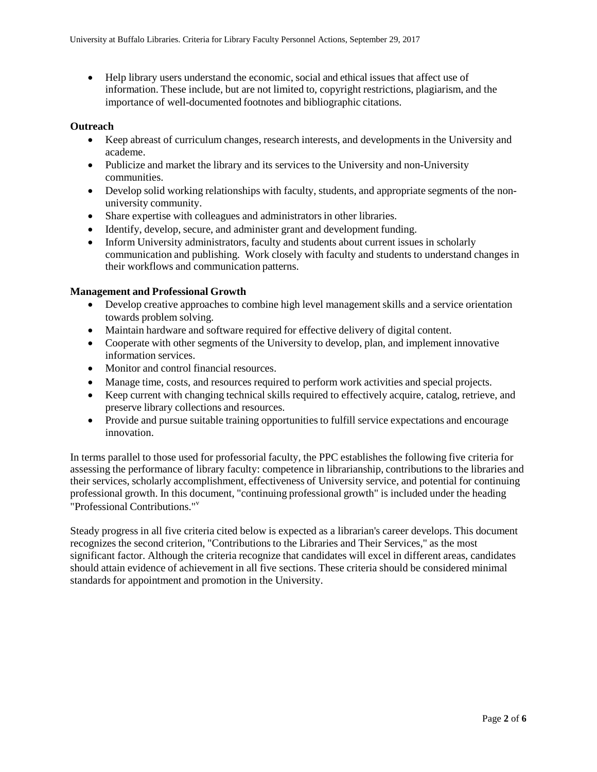- Help library users understand the economic, social and ethical issues that affect use of information. These include, but are not limited to, copyright restrictions, plagiarism, and the importance of well-documented footnotes and bibliographic citations.

**Outreach**

- Keep abreast of curriculum changes, research interests, and developments in the University and academe.
- Publicize and market the library and its services to the University and non-University communities.
- Develop solid working relationships with faculty, students, and appropriate segments of the non-university community.
- Share expertise with colleagues and administrators in other libraries.
- Identify, develop, secure, and administer grant and development funding.
- Inform University administrators, faculty and students about current issues in scholarly communication and publishing. Work closely with faculty and students to understand changes in their workflows and communication patterns.

**Management and Professional Growth**

- Develop creative approaches to combine high level management skills and a service orientation towards problem solving.
- Maintain hardware and software required for effective delivery of digital content.
- Cooperate with other segments of the University to develop, plan, and implement innovative information services.
- Monitor and control financial resources.
- Manage time, costs, and resources required to perform work activities and special projects.
- Keep current with changing technical skills required to effectively acquire, catalog, retrieve, and preserve library collections and resources.
- Provide and pursue suitable training opportunities to fulfill service expectations and encourage innovation.

In terms parallel to those used for professorial faculty, the PPC establishes the following five criteria for assessing the performance of library faculty: competence in librarianship, contributions to the libraries and their services, scholarly accomplishment, effectiveness of University service, and potential for continuing professional growth. In this document, "continuing professional growth" is included under the heading "Professional Contributions."[v]

Steady progress in all five criteria cited below is expected as a librarian's career develops. This document recognizes the second criterion, "Contributions to the Libraries and Their Services," as the most significant factor. Although the criteria recognize that candidates will excel in different areas, candidates should attain evidence of achievement in all five sections. These criteria should be considered minimal standards for appointment and promotion in the University.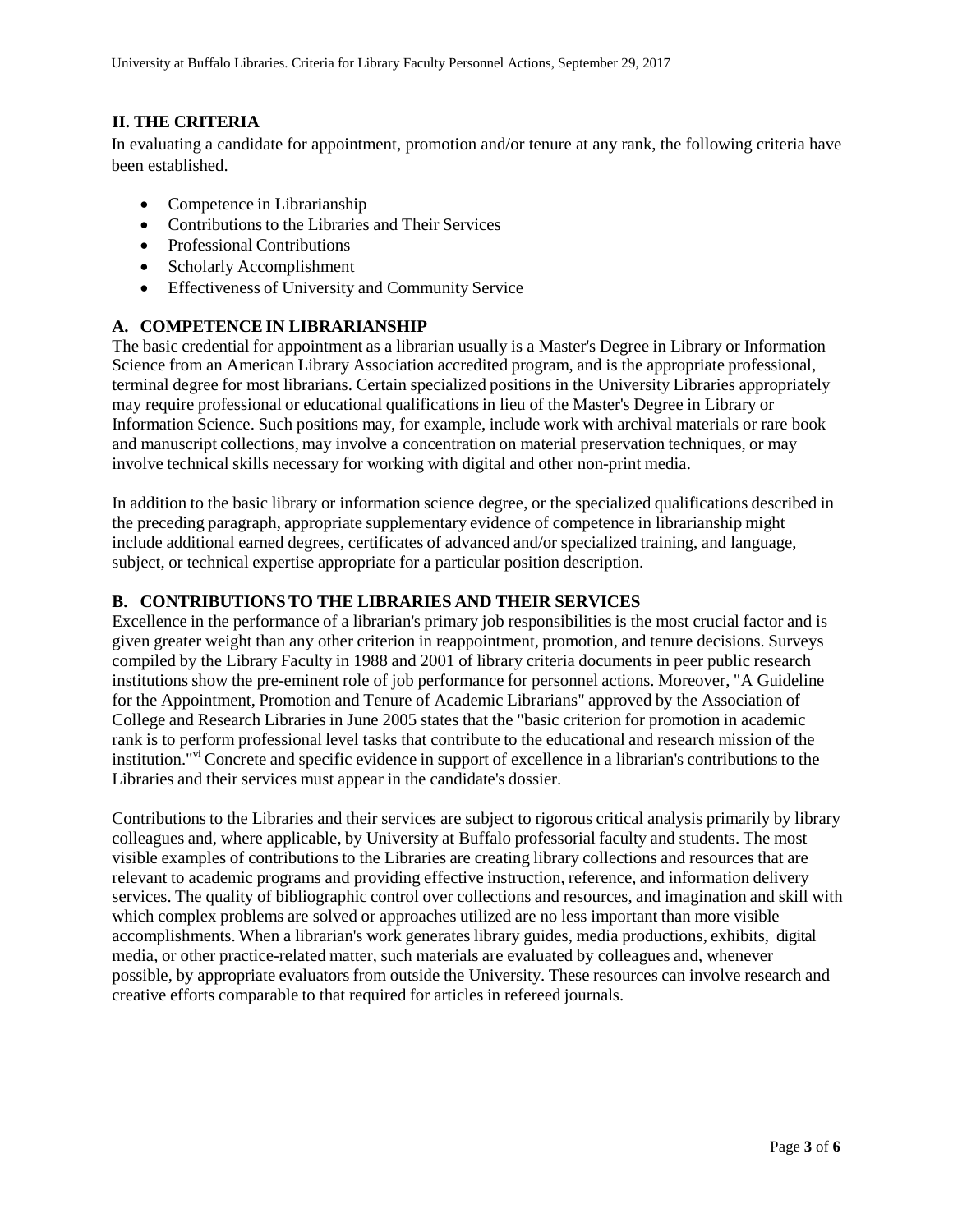## II. THE CRITERIA

In evaluating a candidate for appointment, promotion and/or tenure at any rank, the following criteria have been established.

- Competence in Librarianship
- Contributions to the Libraries and Their Services
- Professional Contributions
- Scholarly Accomplishment
- Effectiveness of University and Community Service

### A. COMPETENCE IN LIBRARIANSHIP

The basic credential for appointment as a librarian usually is a Master's Degree in Library or Information Science from an American Library Association accredited program, and is the appropriate professional, terminal degree for most librarians. Certain specialized positions in the University Libraries appropriately may require professional or educational qualifications in lieu of the Master's Degree in Library or Information Science. Such positions may, for example, include work with archival materials or rare book and manuscript collections, may involve a concentration on material preservation techniques, or may involve technical skills necessary for working with digital and other non-print media.

In addition to the basic library or information science degree, or the specialized qualifications described in the preceding paragraph, appropriate supplementary evidence of competence in librarianship might include additional earned degrees, certificates of advanced and/or specialized training, and language, subject, or technical expertise appropriate for a particular position description.

### B. CONTRIBUTIONS TO THE LIBRARIES AND THEIR SERVICES

Excellence in the performance of a librarian's primary job responsibilities is the most crucial factor and is given greater weight than any other criterion in reappointment, promotion, and tenure decisions. Surveys compiled by the Library Faculty in 1988 and 2001 of library criteria documents in peer public research institutions show the pre-eminent role of job performance for personnel actions. Moreover, "A Guideline for the Appointment, Promotion and Tenure of Academic Librarians" approved by the Association of College and Research Libraries in June 2005 states that the "basic criterion for promotion in academic rank is to perform professional level tasks that contribute to the educational and research mission of the institution."[vi] Concrete and specific evidence in support of excellence in a librarian's contributions to the Libraries and their services must appear in the candidate's dossier.

Contributions to the Libraries and their services are subject to rigorous critical analysis primarily by library colleagues and, where applicable, by University at Buffalo professorial faculty and students. The most visible examples of contributions to the Libraries are creating library collections and resources that are relevant to academic programs and providing effective instruction, reference, and information delivery services. The quality of bibliographic control over collections and resources, and imagination and skill with which complex problems are solved or approaches utilized are no less important than more visible accomplishments. When a librarian's work generates library guides, media productions, exhibits, digital media, or other practice-related matter, such materials are evaluated by colleagues and, whenever possible, by appropriate evaluators from outside the University. These resources can involve research and creative efforts comparable to that required for articles in refereed journals.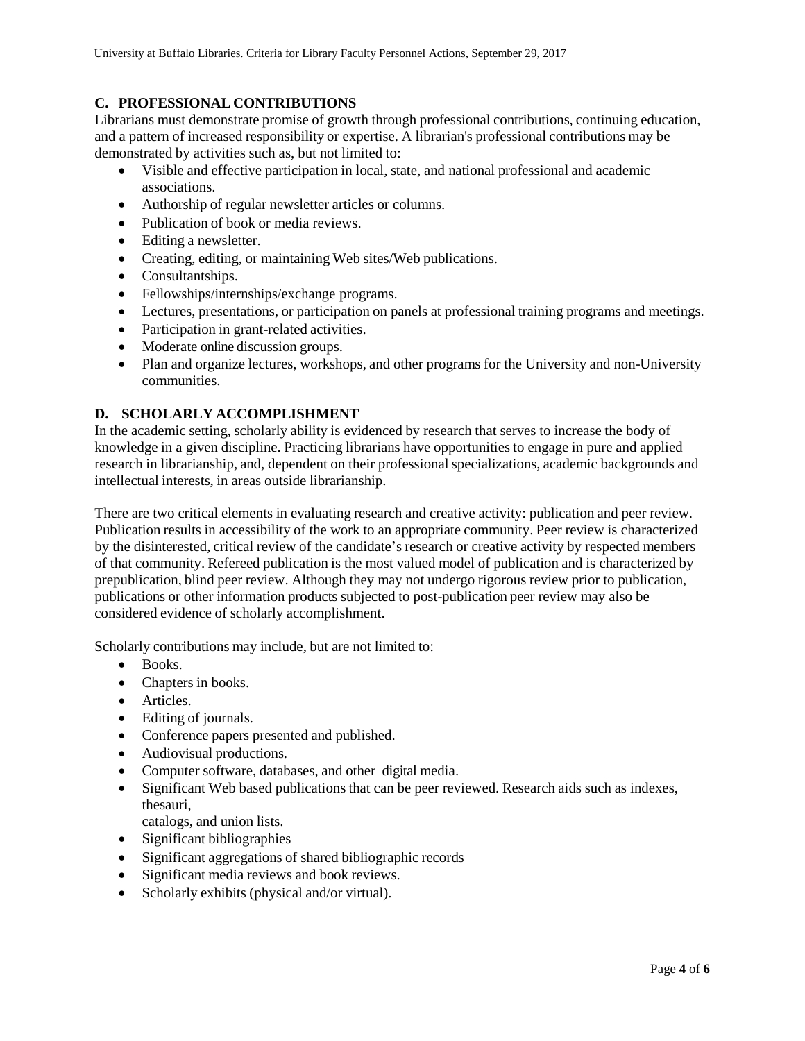## C. PROFESSIONAL CONTRIBUTIONS

Librarians must demonstrate promise of growth through professional contributions, continuing education, and a pattern of increased responsibility or expertise. A librarian's professional contributions may be demonstrated by activities such as, but not limited to:

- Visible and effective participation in local, state, and national professional and academic associations.
- Authorship of regular newsletter articles or columns.
- Publication of book or media reviews.
- Editing a newsletter.
- Creating, editing, or maintaining Web sites/Web publications.
- Consultantships.
- Fellowships/internships/exchange programs.
- Lectures, presentations, or participation on panels at professional training programs and meetings.
- Participation in grant-related activities.
- Moderate online discussion groups.
- Plan and organize lectures, workshops, and other programs for the University and non-University communities.

## D. SCHOLARLY ACCOMPLISHMENT

In the academic setting, scholarly ability is evidenced by research that serves to increase the body of knowledge in a given discipline. Practicing librarians have opportunities to engage in pure and applied research in librarianship, and, dependent on their professional specializations, academic backgrounds and intellectual interests, in areas outside librarianship.

There are two critical elements in evaluating research and creative activity: publication and peer review. Publication results in accessibility of the work to an appropriate community. Peer review is characterized by the disinterested, critical review of the candidate's research or creative activity by respected members of that community. Refereed publication is the most valued model of publication and is characterized by prepublication, blind peer review. Although they may not undergo rigorous review prior to publication, publications or other information products subjected to post-publication peer review may also be considered evidence of scholarly accomplishment.

Scholarly contributions may include, but are not limited to:

- Books.
- Chapters in books.
- Articles.
- Editing of journals.
- Conference papers presented and published.
- Audiovisual productions.
- Computer software, databases, and other digital media.
- Significant Web based publications that can be peer reviewed. Research aids such as indexes, thesauri, catalogs, and union lists.
- Significant bibliographies
- Significant aggregations of shared bibliographic records
- Significant media reviews and book reviews.
- Scholarly exhibits (physical and/or virtual).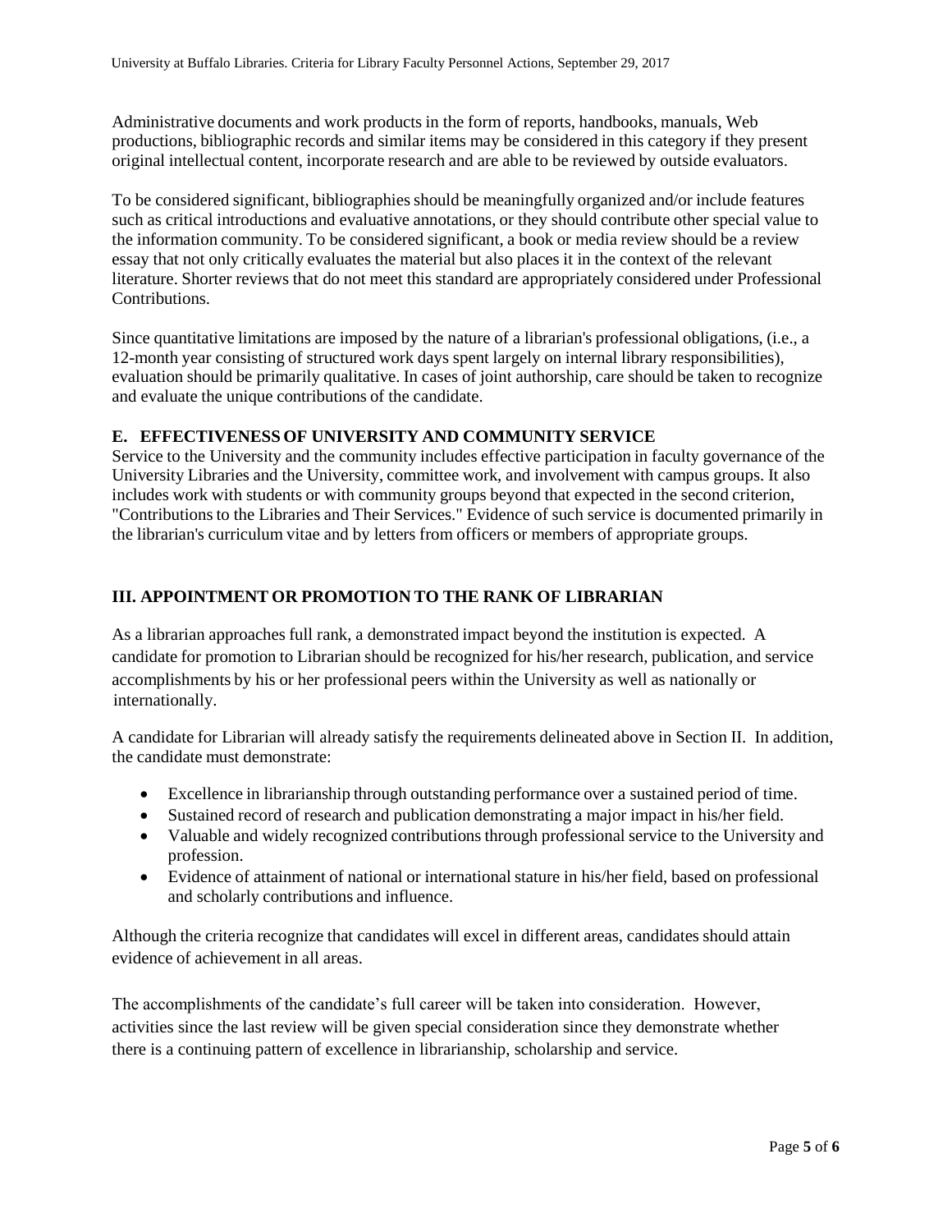Administrative documents and work products in the form of reports, handbooks, manuals, Web productions, bibliographic records and similar items may be considered in this category if they present original intellectual content, incorporate research and are able to be reviewed by outside evaluators.

To be considered significant, bibliographies should be meaningfully organized and/or include features such as critical introductions and evaluative annotations, or they should contribute other special value to the information community. To be considered significant, a book or media review should be a review essay that not only critically evaluates the material but also places it in the context of the relevant literature. Shorter reviews that do not meet this standard are appropriately considered under Professional Contributions.

Since quantitative limitations are imposed by the nature of a librarian's professional obligations, (i.e., a 12-month year consisting of structured work days spent largely on internal library responsibilities), evaluation should be primarily qualitative. In cases of joint authorship, care should be taken to recognize and evaluate the unique contributions of the candidate.

### E. EFFECTIVENESS OF UNIVERSITY AND COMMUNITY SERVICE

Service to the University and the community includes effective participation in faculty governance of the University Libraries and the University, committee work, and involvement with campus groups. It also includes work with students or with community groups beyond that expected in the second criterion, "Contributions to the Libraries and Their Services." Evidence of such service is documented primarily in the librarian's curriculum vitae and by letters from officers or members of appropriate groups.

## III. APPOINTMENT OR PROMOTION TO THE RANK OF LIBRARIAN

As a librarian approaches full rank, a demonstrated impact beyond the institution is expected. A candidate for promotion to Librarian should be recognized for his/her research, publication, and service accomplishments by his or her professional peers within the University as well as nationally or internationally.

A candidate for Librarian will already satisfy the requirements delineated above in Section II. In addition, the candidate must demonstrate:

- Excellence in librarianship through outstanding performance over a sustained period of time.
- Sustained record of research and publication demonstrating a major impact in his/her field.
- Valuable and widely recognized contributions through professional service to the University and profession.
- Evidence of attainment of national or international stature in his/her field, based on professional and scholarly contributions and influence.

Although the criteria recognize that candidates will excel in different areas, candidates should attain evidence of achievement in all areas.

The accomplishments of the candidate's full career will be taken into consideration. However, activities since the last review will be given special consideration since they demonstrate whether there is a continuing pattern of excellence in librarianship, scholarship and service.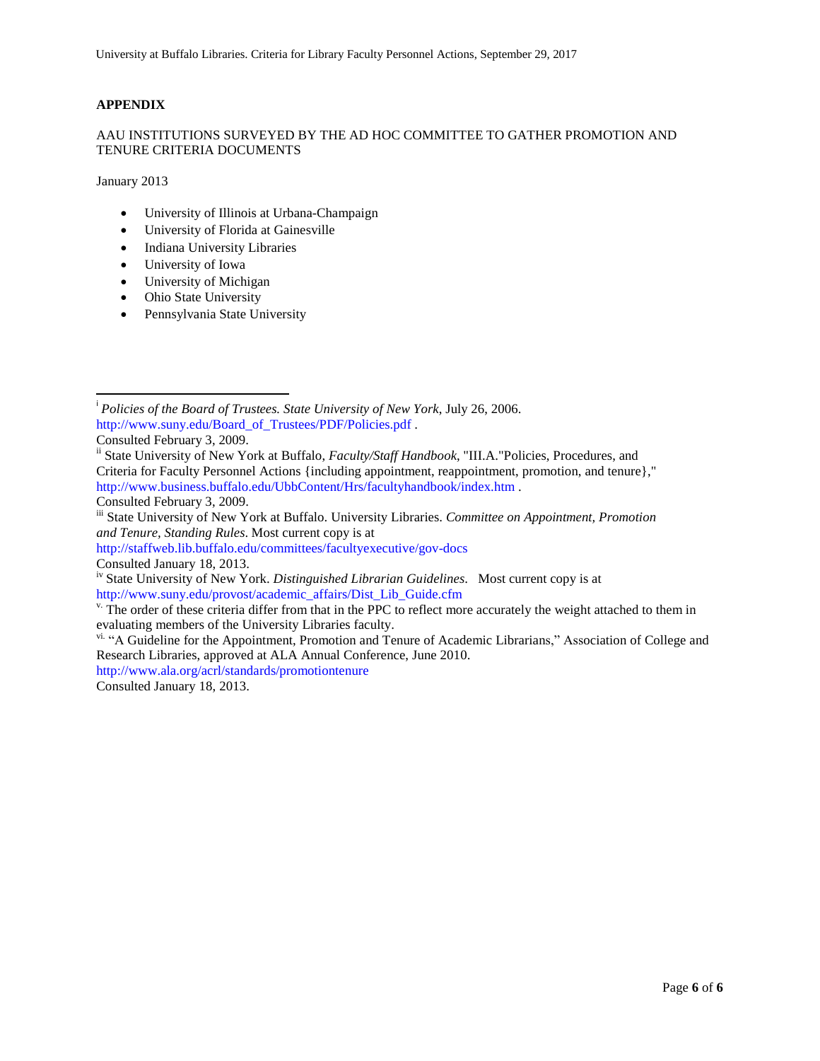## APPENDIX

AAU INSTITUTIONS SURVEYED BY THE AD HOC COMMITTEE TO GATHER PROMOTION AND TENURE CRITERIA DOCUMENTS

January 2013

- University of Illinois at Urbana-Champaign
- University of Florida at Gainesville
- Indiana University Libraries
- University of Iowa
- University of Michigan
- Ohio State University
- Pennsylvania State University

---

[i] *Policies of the Board of Trustees. State University of New York*, July 26, 2006.
http://www.suny.edu/Board_of_Trustees/PDF/Policies.pdf .
Consulted February 3, 2009.

[ii] State University of New York at Buffalo, *Faculty/Staff Handbook*, "III.A."Policies, Procedures, and Criteria for Faculty Personnel Actions {including appointment, reappointment, promotion, and tenure},"
http://www.business.buffalo.edu/UbbContent/Hrs/facultyhandbook/index.htm .
Consulted February 3, 2009.

[iii] State University of New York at Buffalo. University Libraries. *Committee on Appointment, Promotion and Tenure, Standing Rules*. Most current copy is at
http://staffweb.lib.buffalo.edu/committees/facultyexecutive/gov-docs
Consulted January 18, 2013.

[iv] State University of New York. *Distinguished Librarian Guidelines*. Most current copy is at
http://www.suny.edu/provost/academic_affairs/Dist_Lib_Guide.cfm

[v.] The order of these criteria differ from that in the PPC to reflect more accurately the weight attached to them in evaluating members of the University Libraries faculty.

[vi.] "A Guideline for the Appointment, Promotion and Tenure of Academic Librarians," Association of College and Research Libraries, approved at ALA Annual Conference, June 2010.
http://www.ala.org/acrl/standards/promotiontenure
Consulted January 18, 2013.